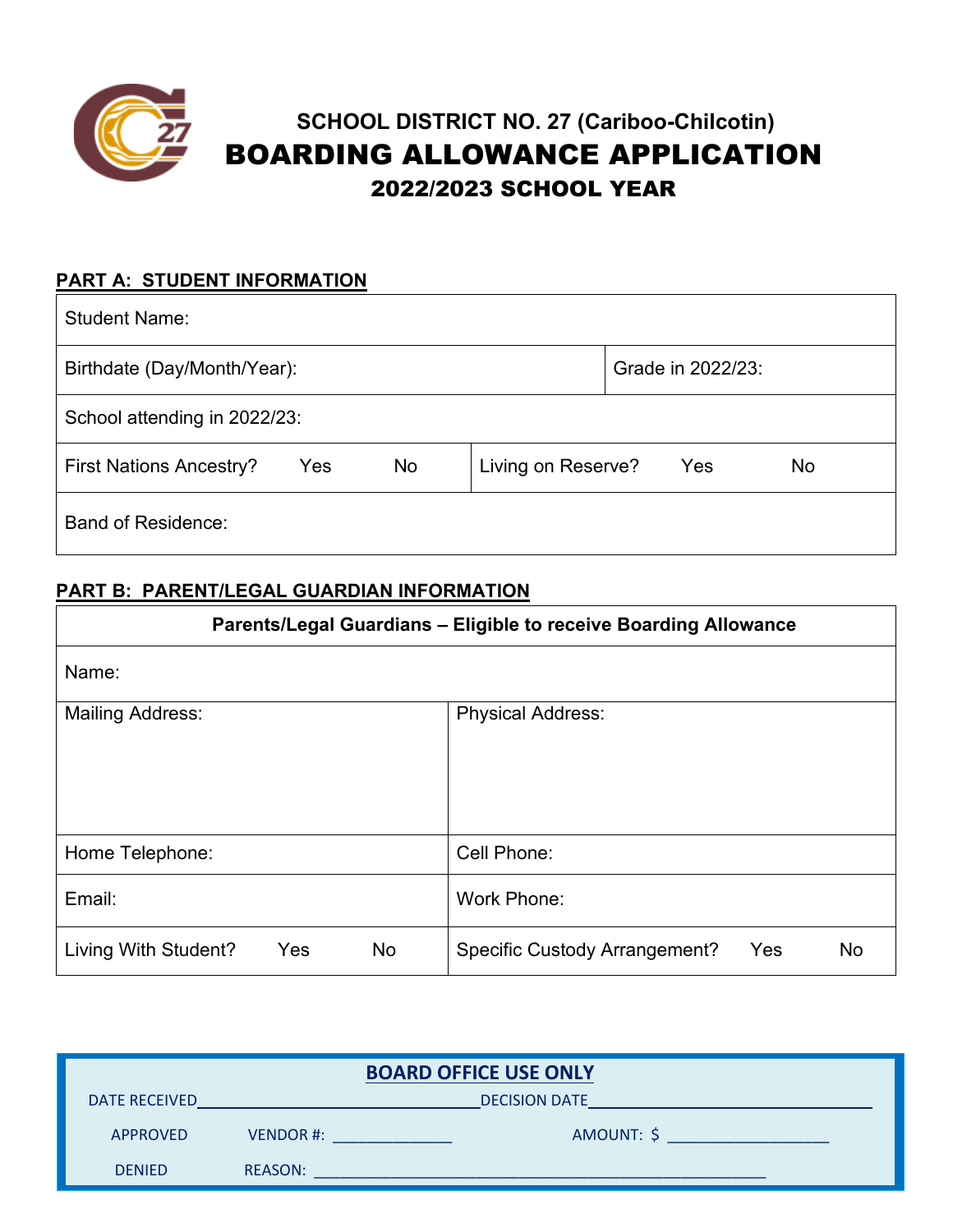# SCHOOL DISTRICT NO. 27 (Cariboo-Chilcotin)

# BOARDING ALLOWANCE APPLICATION

## 2022/2023 SCHOOL YEAR

### PART A: STUDENT INFORMATION

| Student Name: | |
|---|---|
| Birthdate (Day/Month/Year): | Grade in 2022/23: |
| School attending in 2022/23: | |
| First Nations Ancestry? Yes No | Living on Reserve? Yes No |
| Band of Residence: | |

### PART B: PARENT/LEGAL GUARDIAN INFORMATION

| Parents/Legal Guardians – Eligible to receive Boarding Allowance | |
|---|---|
| Name: | |
| Mailing Address: | Physical Address: |
| Home Telephone: | Cell Phone: |
| Email: | Work Phone: |
| Living With Student? Yes No | Specific Custody Arrangement? Yes No |

**BOARD OFFICE USE ONLY**

DATE RECEIVED_______________ DECISION DATE_______________

APPROVED VENDOR #: _______________ AMOUNT: $ _______________

DENIED REASON: _______________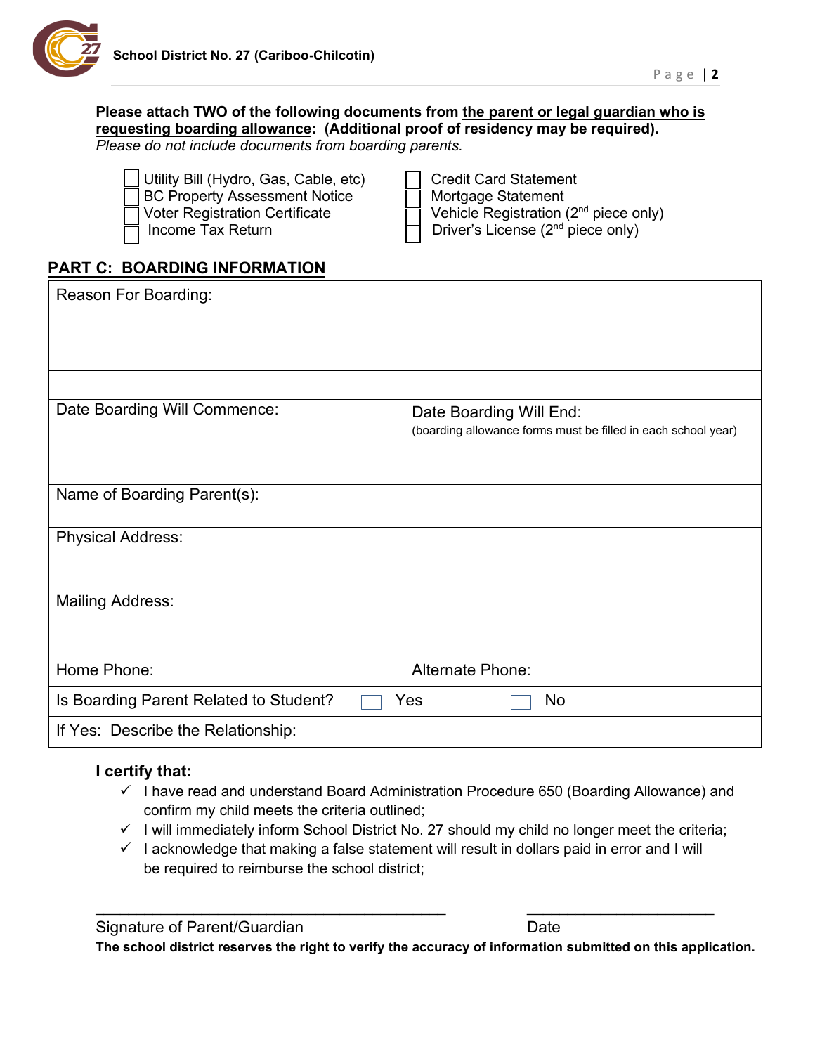**Please attach TWO of the following documents from <u>the parent or legal guardian who is requesting boarding allowance</u>: (Additional proof of residency may be required).**
*Please do not include documents from boarding parents.*

- ☐ Utility Bill (Hydro, Gas, Cable, etc)
- ☐ BC Property Assessment Notice
- ☐ Voter Registration Certificate
- ☐ Income Tax Return
- ☐ Credit Card Statement
- ☐ Mortgage Statement
- ☐ Vehicle Registration (2nd piece only)
- ☐ Driver's License (2nd piece only)

## PART C: BOARDING INFORMATION

| Reason For Boarding: | |
|---|---|
| | |
| | |
| | |
| Date Boarding Will Commence: | Date Boarding Will End: (boarding allowance forms must be filled in each school year) |
| Name of Boarding Parent(s): | |
| Physical Address: | |
| Mailing Address: | |
| Home Phone: | Alternate Phone: |
| Is Boarding Parent Related to Student? ☐ Yes ☐ No | |
| If Yes: Describe the Relationship: | |

**I certify that:**

- ✓ I have read and understand Board Administration Procedure 650 (Boarding Allowance) and confirm my child meets the criteria outlined;
- ✓ I will immediately inform School District No. 27 should my child no longer meet the criteria;
- ✓ I acknowledge that making a false statement will result in dollars paid in error and I will be required to reimburse the school district;

_________________________________________ &nbsp;&nbsp;&nbsp;&nbsp; ______________________

Signature of Parent/Guardian &nbsp;&nbsp;&nbsp;&nbsp; Date

**The school district reserves the right to verify the accuracy of information submitted on this application.**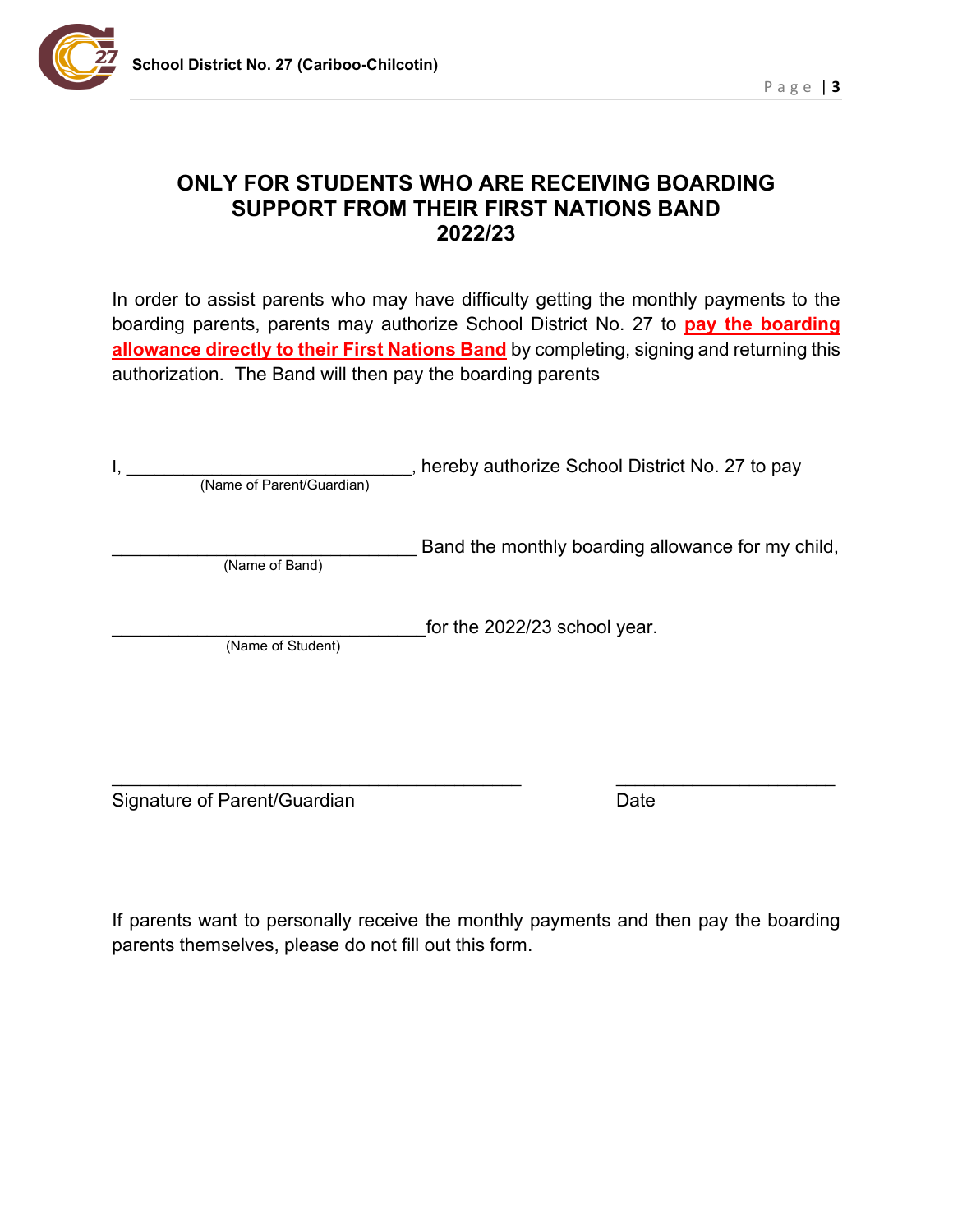# ONLY FOR STUDENTS WHO ARE RECEIVING BOARDING SUPPORT FROM THEIR FIRST NATIONS BAND 2022/23

In order to assist parents who may have difficulty getting the monthly payments to the boarding parents, parents may authorize School District No. 27 to **pay the boarding allowance directly to their First Nations Band** by completing, signing and returning this authorization. The Band will then pay the boarding parents

I, _____________________________, hereby authorize School District No. 27 to pay
(Name of Parent/Guardian)

_______________________________ Band the monthly boarding allowance for my child,
(Name of Band)

_______________________________ for the 2022/23 school year.
(Name of Student)

_________________________________________ ______________________

Signature of Parent/Guardian Date

If parents want to personally receive the monthly payments and then pay the boarding parents themselves, please do not fill out this form.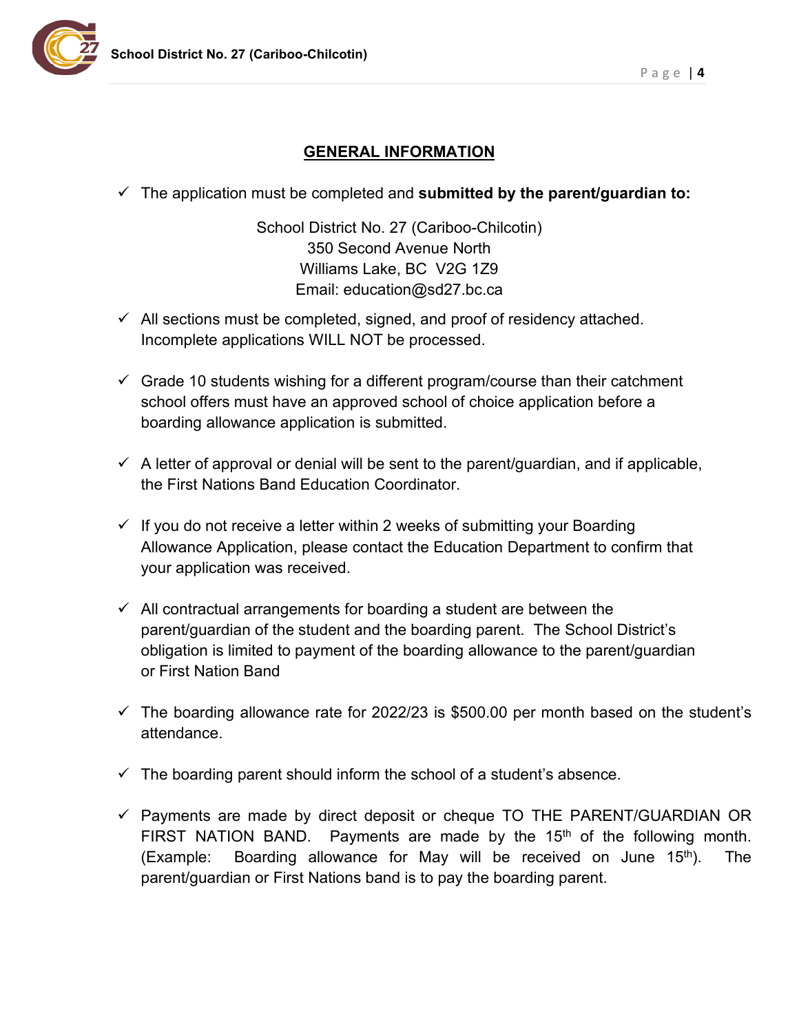## GENERAL INFORMATION

- ✓ The application must be completed and **submitted by the parent/guardian to:**

  School District No. 27 (Cariboo-Chilcotin)
  350 Second Avenue North
  Williams Lake, BC V2G 1Z9
  Email: education@sd27.bc.ca

- ✓ All sections must be completed, signed, and proof of residency attached. Incomplete applications WILL NOT be processed.

- ✓ Grade 10 students wishing for a different program/course than their catchment school offers must have an approved school of choice application before a boarding allowance application is submitted.

- ✓ A letter of approval or denial will be sent to the parent/guardian, and if applicable, the First Nations Band Education Coordinator.

- ✓ If you do not receive a letter within 2 weeks of submitting your Boarding Allowance Application, please contact the Education Department to confirm that your application was received.

- ✓ All contractual arrangements for boarding a student are between the parent/guardian of the student and the boarding parent. The School District's obligation is limited to payment of the boarding allowance to the parent/guardian or First Nation Band

- ✓ The boarding allowance rate for 2022/23 is $500.00 per month based on the student's attendance.

- ✓ The boarding parent should inform the school of a student's absence.

- ✓ Payments are made by direct deposit or cheque TO THE PARENT/GUARDIAN OR FIRST NATION BAND. Payments are made by the 15th of the following month. (Example: Boarding allowance for May will be received on June 15th). The parent/guardian or First Nations band is to pay the boarding parent.